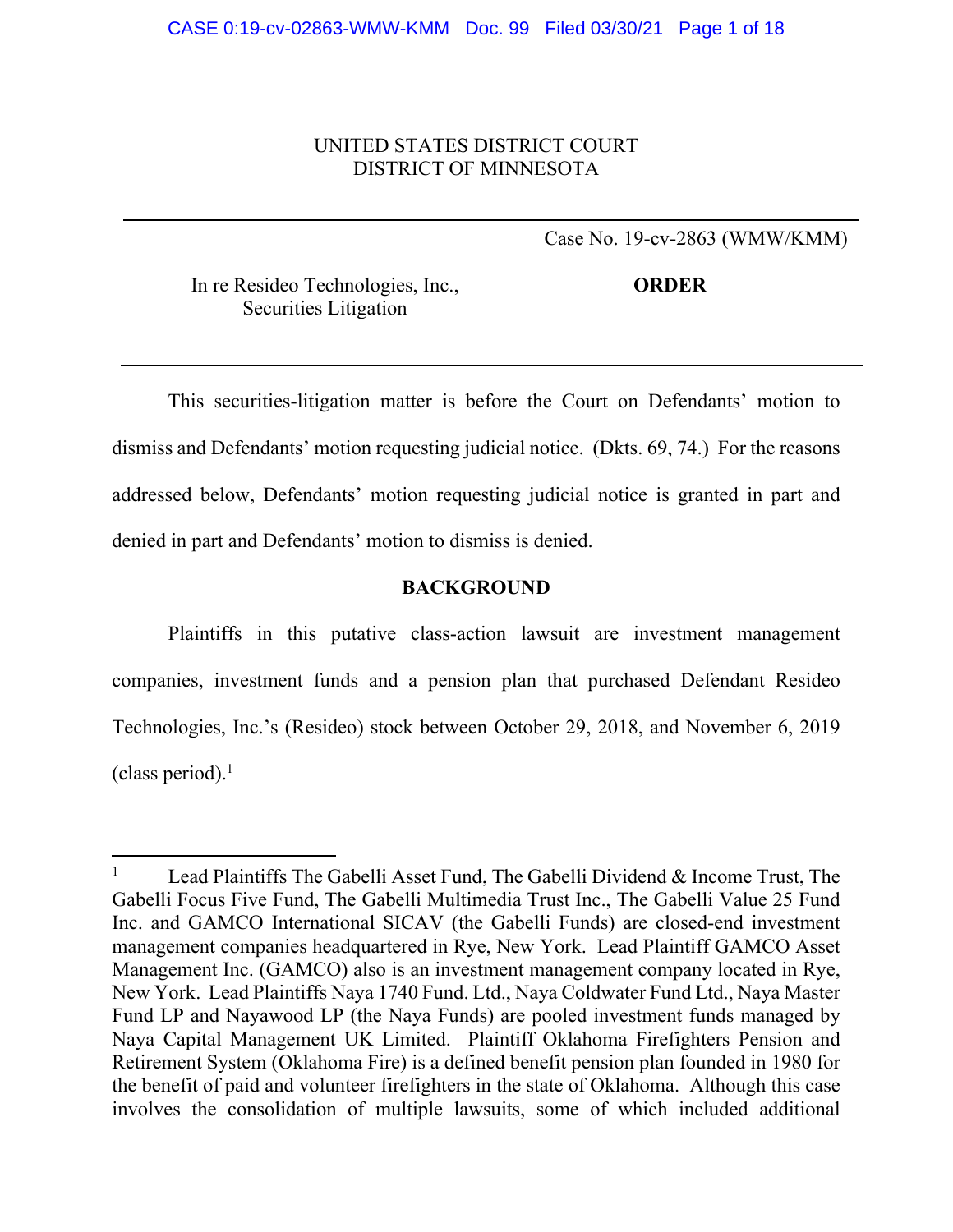UNITED STATES DISTRICT COURT
DISTRICT OF MINNESOTA

---

Case No. 19-cv-2863 (WMW/KMM)

In re Resideo Technologies, Inc., Securities Litigation

**ORDER**

---

This securities-litigation matter is before the Court on Defendants' motion to dismiss and Defendants' motion requesting judicial notice. (Dkts. 69, 74.) For the reasons addressed below, Defendants' motion requesting judicial notice is granted in part and denied in part and Defendants' motion to dismiss is denied.

## BACKGROUND

Plaintiffs in this putative class-action lawsuit are investment management companies, investment funds and a pension plan that purchased Defendant Resideo Technologies, Inc.'s (Resideo) stock between October 29, 2018, and November 6, 2019 (class period).[1]

---

[1] Lead Plaintiffs The Gabelli Asset Fund, The Gabelli Dividend & Income Trust, The Gabelli Focus Five Fund, The Gabelli Multimedia Trust Inc., The Gabelli Value 25 Fund Inc. and GAMCO International SICAV (the Gabelli Funds) are closed-end investment management companies headquartered in Rye, New York. Lead Plaintiff GAMCO Asset Management Inc. (GAMCO) also is an investment management company located in Rye, New York. Lead Plaintiffs Naya 1740 Fund. Ltd., Naya Coldwater Fund Ltd., Naya Master Fund LP and Nayawood LP (the Naya Funds) are pooled investment funds managed by Naya Capital Management UK Limited. Plaintiff Oklahoma Firefighters Pension and Retirement System (Oklahoma Fire) is a defined benefit pension plan founded in 1980 for the benefit of paid and volunteer firefighters in the state of Oklahoma. Although this case involves the consolidation of multiple lawsuits, some of which included additional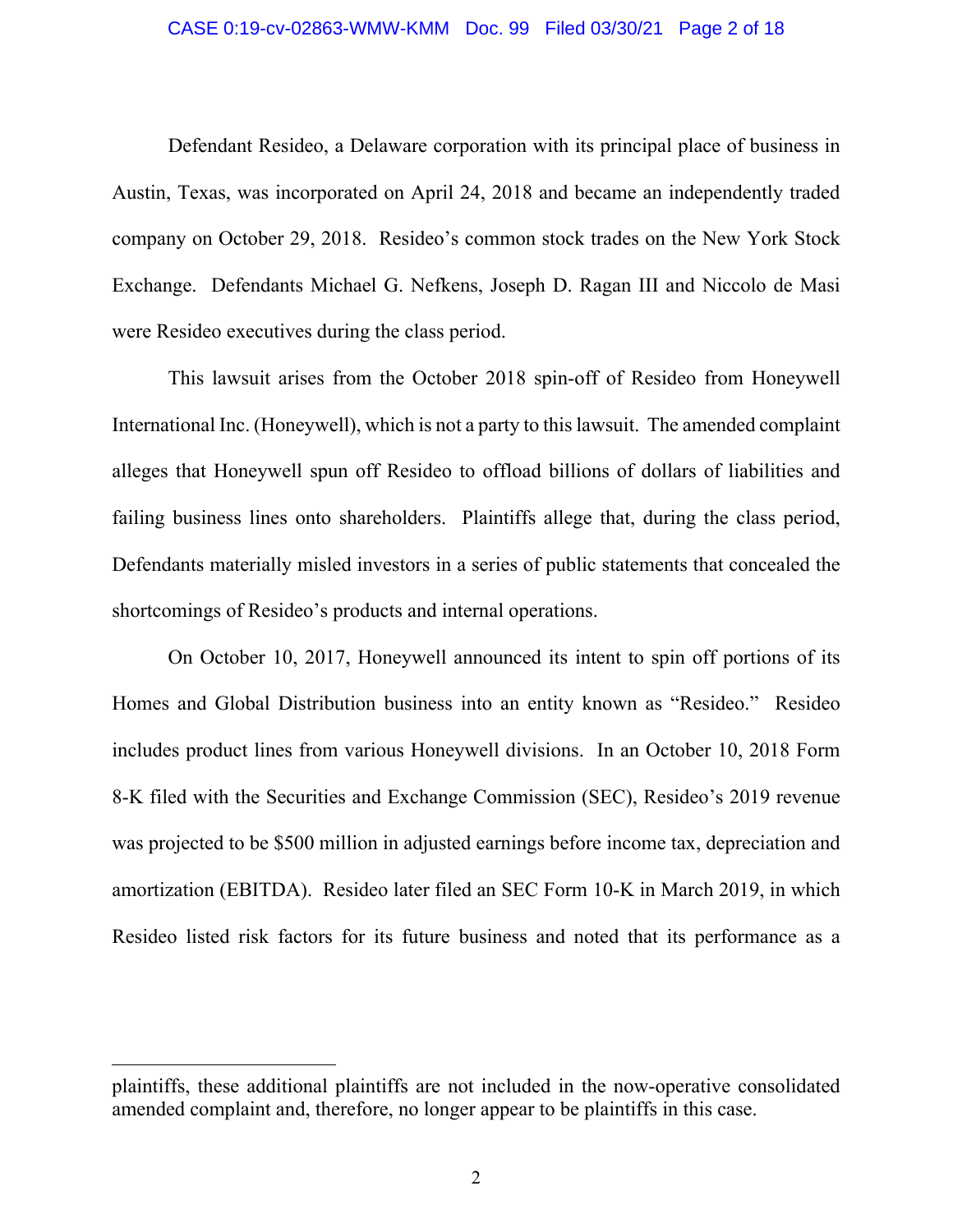Defendant Resideo, a Delaware corporation with its principal place of business in Austin, Texas, was incorporated on April 24, 2018 and became an independently traded company on October 29, 2018. Resideo's common stock trades on the New York Stock Exchange. Defendants Michael G. Nefkens, Joseph D. Ragan III and Niccolo de Masi were Resideo executives during the class period.

This lawsuit arises from the October 2018 spin-off of Resideo from Honeywell International Inc. (Honeywell), which is not a party to this lawsuit. The amended complaint alleges that Honeywell spun off Resideo to offload billions of dollars of liabilities and failing business lines onto shareholders. Plaintiffs allege that, during the class period, Defendants materially misled investors in a series of public statements that concealed the shortcomings of Resideo's products and internal operations.

On October 10, 2017, Honeywell announced its intent to spin off portions of its Homes and Global Distribution business into an entity known as "Resideo." Resideo includes product lines from various Honeywell divisions. In an October 10, 2018 Form 8-K filed with the Securities and Exchange Commission (SEC), Resideo's 2019 revenue was projected to be $500 million in adjusted earnings before income tax, depreciation and amortization (EBITDA). Resideo later filed an SEC Form 10-K in March 2019, in which Resideo listed risk factors for its future business and noted that its performance as a

---

plaintiffs, these additional plaintiffs are not included in the now-operative consolidated amended complaint and, therefore, no longer appear to be plaintiffs in this case.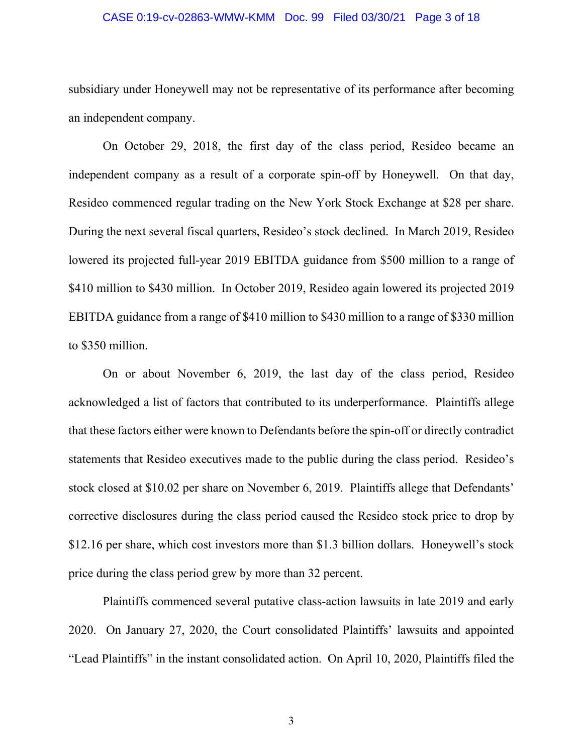subsidiary under Honeywell may not be representative of its performance after becoming an independent company.

On October 29, 2018, the first day of the class period, Resideo became an independent company as a result of a corporate spin-off by Honeywell. On that day, Resideo commenced regular trading on the New York Stock Exchange at $28 per share. During the next several fiscal quarters, Resideo's stock declined. In March 2019, Resideo lowered its projected full-year 2019 EBITDA guidance from $500 million to a range of $410 million to $430 million. In October 2019, Resideo again lowered its projected 2019 EBITDA guidance from a range of $410 million to $430 million to a range of $330 million to $350 million.

On or about November 6, 2019, the last day of the class period, Resideo acknowledged a list of factors that contributed to its underperformance. Plaintiffs allege that these factors either were known to Defendants before the spin-off or directly contradict statements that Resideo executives made to the public during the class period. Resideo's stock closed at $10.02 per share on November 6, 2019. Plaintiffs allege that Defendants' corrective disclosures during the class period caused the Resideo stock price to drop by $12.16 per share, which cost investors more than $1.3 billion dollars. Honeywell's stock price during the class period grew by more than 32 percent.

Plaintiffs commenced several putative class-action lawsuits in late 2019 and early 2020. On January 27, 2020, the Court consolidated Plaintiffs' lawsuits and appointed "Lead Plaintiffs" in the instant consolidated action. On April 10, 2020, Plaintiffs filed the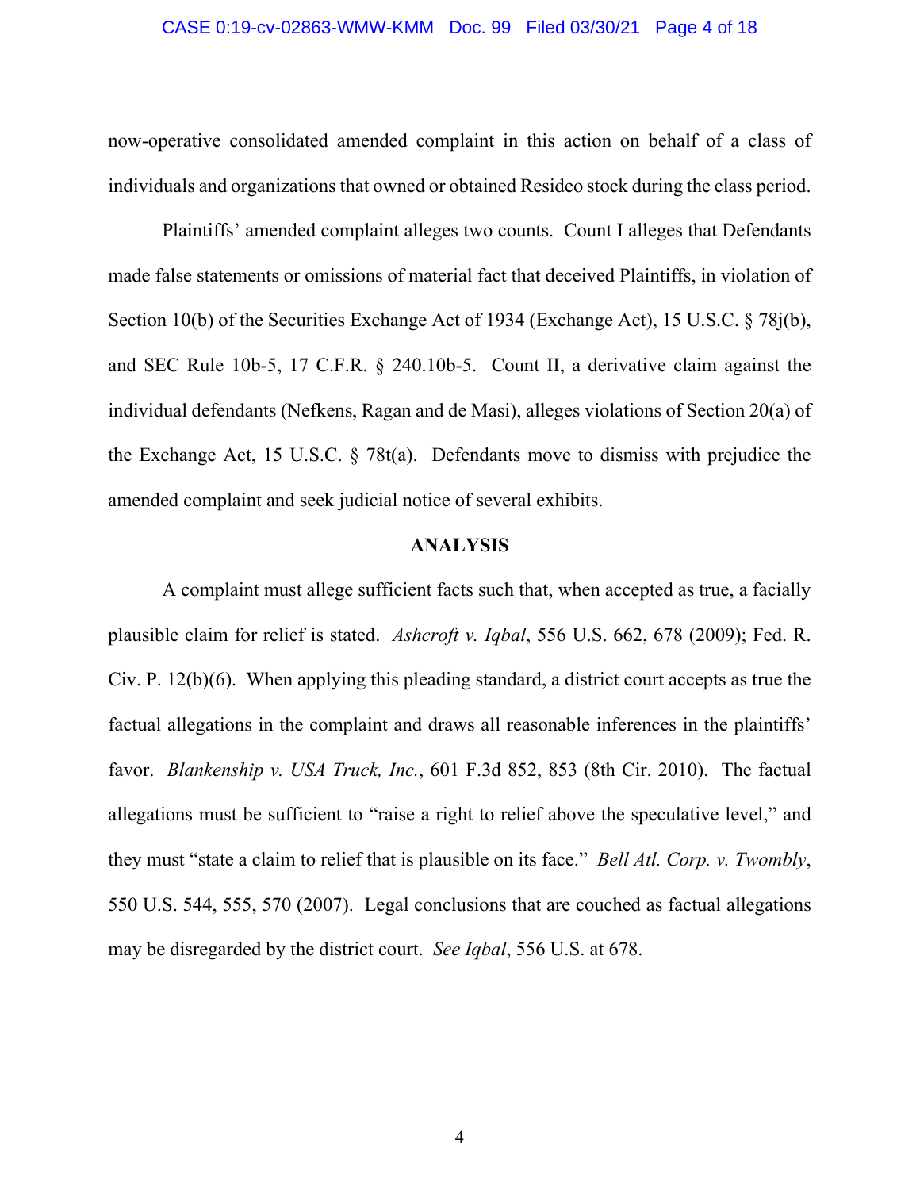now-operative consolidated amended complaint in this action on behalf of a class of individuals and organizations that owned or obtained Resideo stock during the class period.

Plaintiffs' amended complaint alleges two counts. Count I alleges that Defendants made false statements or omissions of material fact that deceived Plaintiffs, in violation of Section 10(b) of the Securities Exchange Act of 1934 (Exchange Act), 15 U.S.C. § 78j(b), and SEC Rule 10b-5, 17 C.F.R. § 240.10b-5. Count II, a derivative claim against the individual defendants (Nefkens, Ragan and de Masi), alleges violations of Section 20(a) of the Exchange Act, 15 U.S.C. § 78t(a). Defendants move to dismiss with prejudice the amended complaint and seek judicial notice of several exhibits.

## ANALYSIS

A complaint must allege sufficient facts such that, when accepted as true, a facially plausible claim for relief is stated. *Ashcroft v. Iqbal*, 556 U.S. 662, 678 (2009); Fed. R. Civ. P. 12(b)(6). When applying this pleading standard, a district court accepts as true the factual allegations in the complaint and draws all reasonable inferences in the plaintiffs' favor. *Blankenship v. USA Truck, Inc.*, 601 F.3d 852, 853 (8th Cir. 2010). The factual allegations must be sufficient to "raise a right to relief above the speculative level," and they must "state a claim to relief that is plausible on its face." *Bell Atl. Corp. v. Twombly*, 550 U.S. 544, 555, 570 (2007). Legal conclusions that are couched as factual allegations may be disregarded by the district court. *See Iqbal*, 556 U.S. at 678.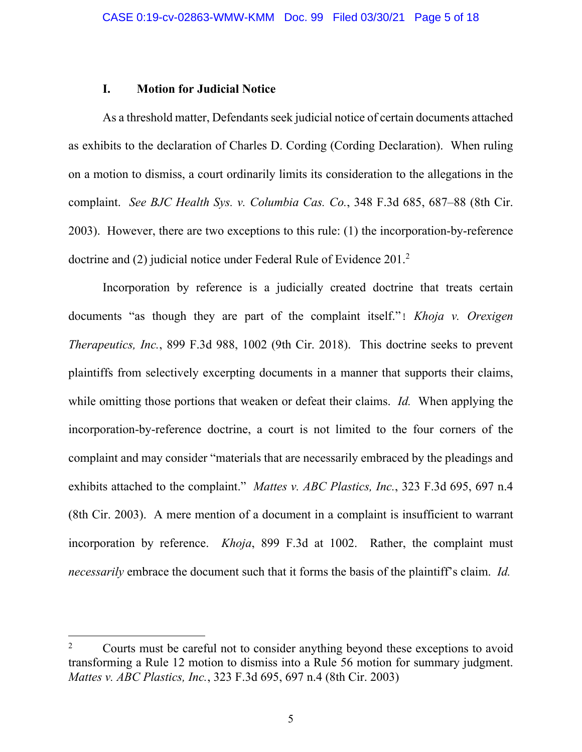## I. Motion for Judicial Notice

As a threshold matter, Defendants seek judicial notice of certain documents attached as exhibits to the declaration of Charles D. Cording (Cording Declaration). When ruling on a motion to dismiss, a court ordinarily limits its consideration to the allegations in the complaint. *See BJC Health Sys. v. Columbia Cas. Co.*, 348 F.3d 685, 687–88 (8th Cir. 2003). However, there are two exceptions to this rule: (1) the incorporation-by-reference doctrine and (2) judicial notice under Federal Rule of Evidence 201.[2]

Incorporation by reference is a judicially created doctrine that treats certain documents "as though they are part of the complaint itself." *Khoja v. Orexigen Therapeutics, Inc.*, 899 F.3d 988, 1002 (9th Cir. 2018). This doctrine seeks to prevent plaintiffs from selectively excerpting documents in a manner that supports their claims, while omitting those portions that weaken or defeat their claims. *Id.* When applying the incorporation-by-reference doctrine, a court is not limited to the four corners of the complaint and may consider "materials that are necessarily embraced by the pleadings and exhibits attached to the complaint." *Mattes v. ABC Plastics, Inc.*, 323 F.3d 695, 697 n.4 (8th Cir. 2003). A mere mention of a document in a complaint is insufficient to warrant incorporation by reference. *Khoja*, 899 F.3d at 1002. Rather, the complaint must *necessarily* embrace the document such that it forms the basis of the plaintiff's claim. *Id.*

---

[2] Courts must be careful not to consider anything beyond these exceptions to avoid transforming a Rule 12 motion to dismiss into a Rule 56 motion for summary judgment. *Mattes v. ABC Plastics, Inc.*, 323 F.3d 695, 697 n.4 (8th Cir. 2003)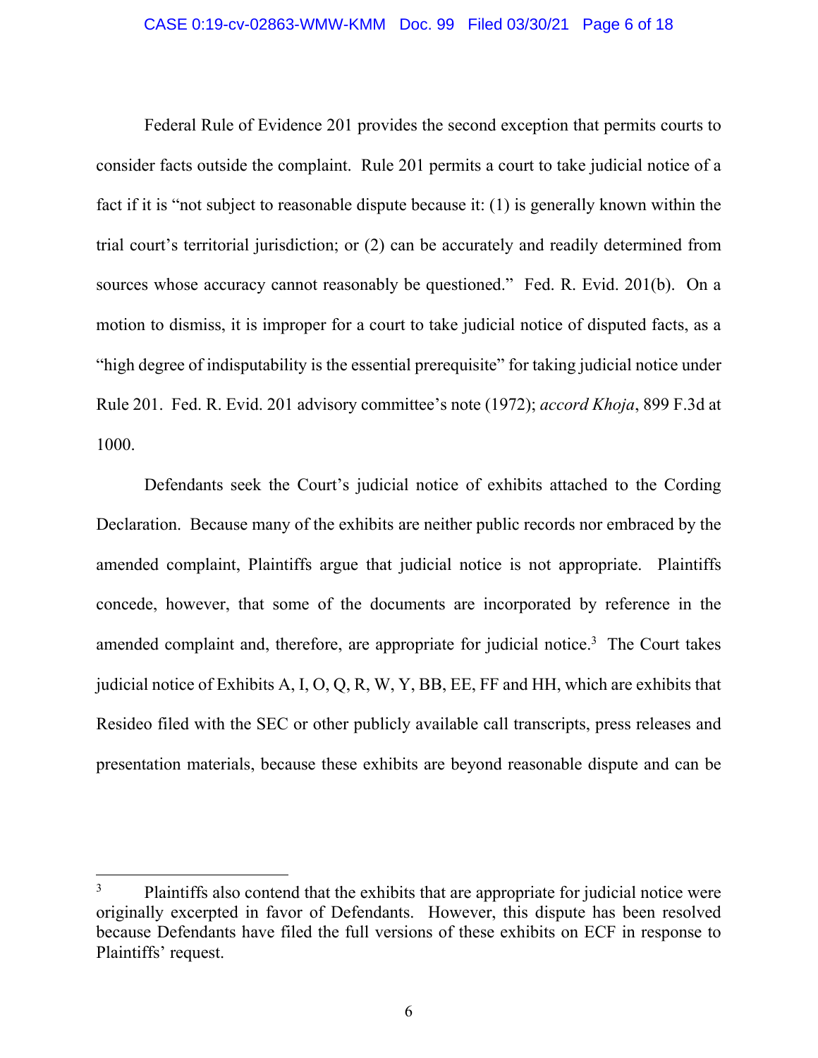Federal Rule of Evidence 201 provides the second exception that permits courts to consider facts outside the complaint. Rule 201 permits a court to take judicial notice of a fact if it is "not subject to reasonable dispute because it: (1) is generally known within the trial court's territorial jurisdiction; or (2) can be accurately and readily determined from sources whose accuracy cannot reasonably be questioned." Fed. R. Evid. 201(b). On a motion to dismiss, it is improper for a court to take judicial notice of disputed facts, as a "high degree of indisputability is the essential prerequisite" for taking judicial notice under Rule 201. Fed. R. Evid. 201 advisory committee's note (1972); *accord Khoja*, 899 F.3d at 1000.

Defendants seek the Court's judicial notice of exhibits attached to the Cording Declaration. Because many of the exhibits are neither public records nor embraced by the amended complaint, Plaintiffs argue that judicial notice is not appropriate. Plaintiffs concede, however, that some of the documents are incorporated by reference in the amended complaint and, therefore, are appropriate for judicial notice.[3] The Court takes judicial notice of Exhibits A, I, O, Q, R, W, Y, BB, EE, FF and HH, which are exhibits that Resideo filed with the SEC or other publicly available call transcripts, press releases and presentation materials, because these exhibits are beyond reasonable dispute and can be

[3] Plaintiffs also contend that the exhibits that are appropriate for judicial notice were originally excerpted in favor of Defendants. However, this dispute has been resolved because Defendants have filed the full versions of these exhibits on ECF in response to Plaintiffs' request.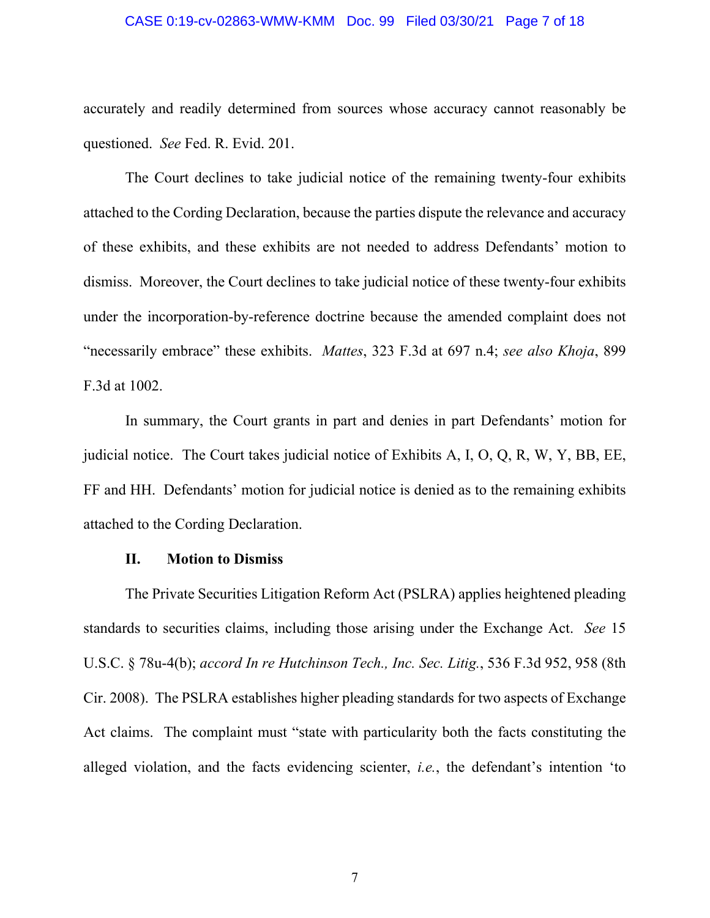accurately and readily determined from sources whose accuracy cannot reasonably be questioned. *See* Fed. R. Evid. 201.

The Court declines to take judicial notice of the remaining twenty-four exhibits attached to the Cording Declaration, because the parties dispute the relevance and accuracy of these exhibits, and these exhibits are not needed to address Defendants' motion to dismiss. Moreover, the Court declines to take judicial notice of these twenty-four exhibits under the incorporation-by-reference doctrine because the amended complaint does not "necessarily embrace" these exhibits. *Mattes*, 323 F.3d at 697 n.4; *see also Khoja*, 899 F.3d at 1002.

In summary, the Court grants in part and denies in part Defendants' motion for judicial notice. The Court takes judicial notice of Exhibits A, I, O, Q, R, W, Y, BB, EE, FF and HH. Defendants' motion for judicial notice is denied as to the remaining exhibits attached to the Cording Declaration.

## II. Motion to Dismiss

The Private Securities Litigation Reform Act (PSLRA) applies heightened pleading standards to securities claims, including those arising under the Exchange Act. *See* 15 U.S.C. § 78u-4(b); *accord In re Hutchinson Tech., Inc. Sec. Litig.*, 536 F.3d 952, 958 (8th Cir. 2008). The PSLRA establishes higher pleading standards for two aspects of Exchange Act claims. The complaint must "state with particularity both the facts constituting the alleged violation, and the facts evidencing scienter, *i.e.*, the defendant's intention 'to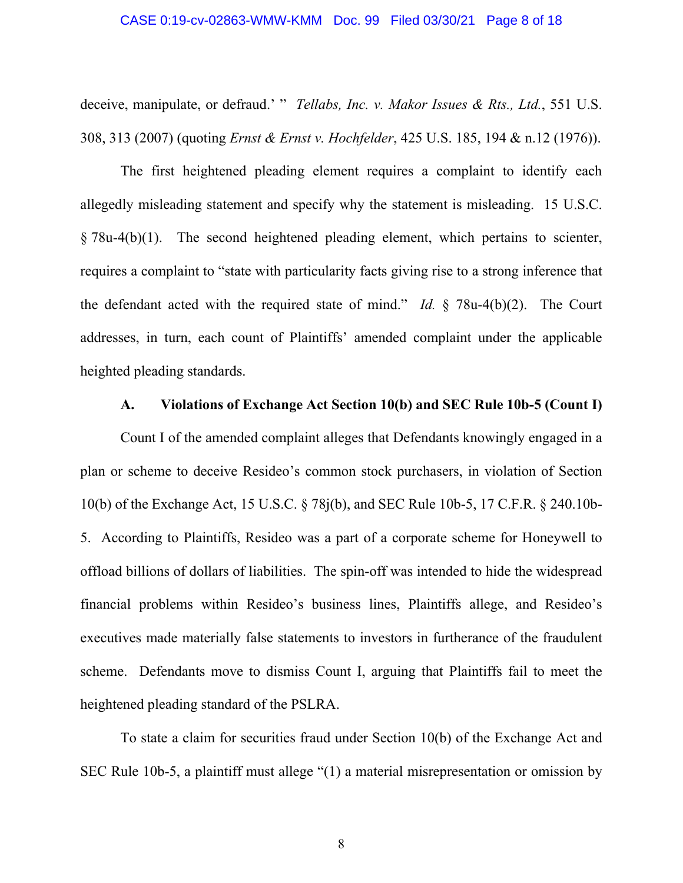deceive, manipulate, or defraud.' " *Tellabs, Inc. v. Makor Issues & Rts., Ltd.*, 551 U.S. 308, 313 (2007) (quoting *Ernst & Ernst v. Hochfelder*, 425 U.S. 185, 194 & n.12 (1976)).

The first heightened pleading element requires a complaint to identify each allegedly misleading statement and specify why the statement is misleading. 15 U.S.C. § 78u-4(b)(1). The second heightened pleading element, which pertains to scienter, requires a complaint to "state with particularity facts giving rise to a strong inference that the defendant acted with the required state of mind." *Id.* § 78u-4(b)(2). The Court addresses, in turn, each count of Plaintiffs' amended complaint under the applicable heighted pleading standards.

**A. Violations of Exchange Act Section 10(b) and SEC Rule 10b-5 (Count I)**

Count I of the amended complaint alleges that Defendants knowingly engaged in a plan or scheme to deceive Resideo's common stock purchasers, in violation of Section 10(b) of the Exchange Act, 15 U.S.C. § 78j(b), and SEC Rule 10b-5, 17 C.F.R. § 240.10b-5. According to Plaintiffs, Resideo was a part of a corporate scheme for Honeywell to offload billions of dollars of liabilities. The spin-off was intended to hide the widespread financial problems within Resideo's business lines, Plaintiffs allege, and Resideo's executives made materially false statements to investors in furtherance of the fraudulent scheme. Defendants move to dismiss Count I, arguing that Plaintiffs fail to meet the heightened pleading standard of the PSLRA.

To state a claim for securities fraud under Section 10(b) of the Exchange Act and SEC Rule 10b-5, a plaintiff must allege "(1) a material misrepresentation or omission by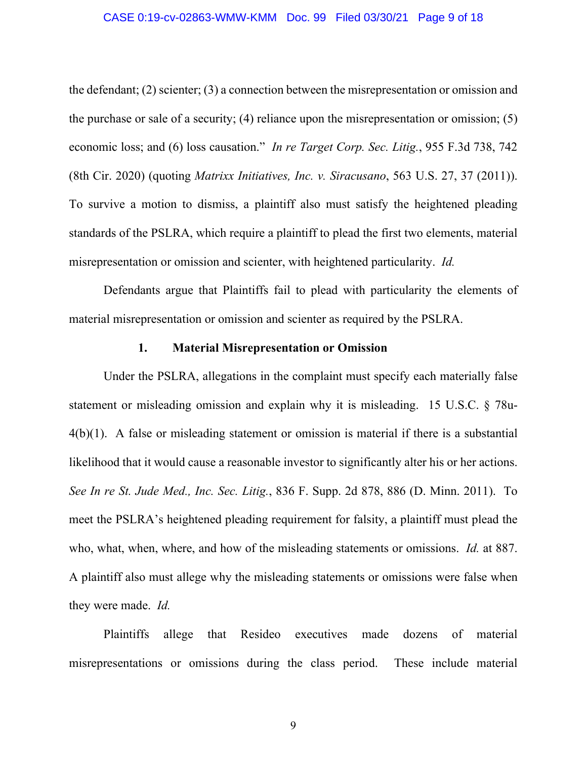the defendant; (2) scienter; (3) a connection between the misrepresentation or omission and the purchase or sale of a security; (4) reliance upon the misrepresentation or omission; (5) economic loss; and (6) loss causation." *In re Target Corp. Sec. Litig.*, 955 F.3d 738, 742 (8th Cir. 2020) (quoting *Matrixx Initiatives, Inc. v. Siracusano*, 563 U.S. 27, 37 (2011)). To survive a motion to dismiss, a plaintiff also must satisfy the heightened pleading standards of the PSLRA, which require a plaintiff to plead the first two elements, material misrepresentation or omission and scienter, with heightened particularity. *Id.*

Defendants argue that Plaintiffs fail to plead with particularity the elements of material misrepresentation or omission and scienter as required by the PSLRA.

### 1. Material Misrepresentation or Omission

Under the PSLRA, allegations in the complaint must specify each materially false statement or misleading omission and explain why it is misleading. 15 U.S.C. § 78u-4(b)(1). A false or misleading statement or omission is material if there is a substantial likelihood that it would cause a reasonable investor to significantly alter his or her actions. *See In re St. Jude Med., Inc. Sec. Litig.*, 836 F. Supp. 2d 878, 886 (D. Minn. 2011). To meet the PSLRA's heightened pleading requirement for falsity, a plaintiff must plead the who, what, when, where, and how of the misleading statements or omissions. *Id.* at 887. A plaintiff also must allege why the misleading statements or omissions were false when they were made. *Id.*

Plaintiffs allege that Resideo executives made dozens of material misrepresentations or omissions during the class period. These include material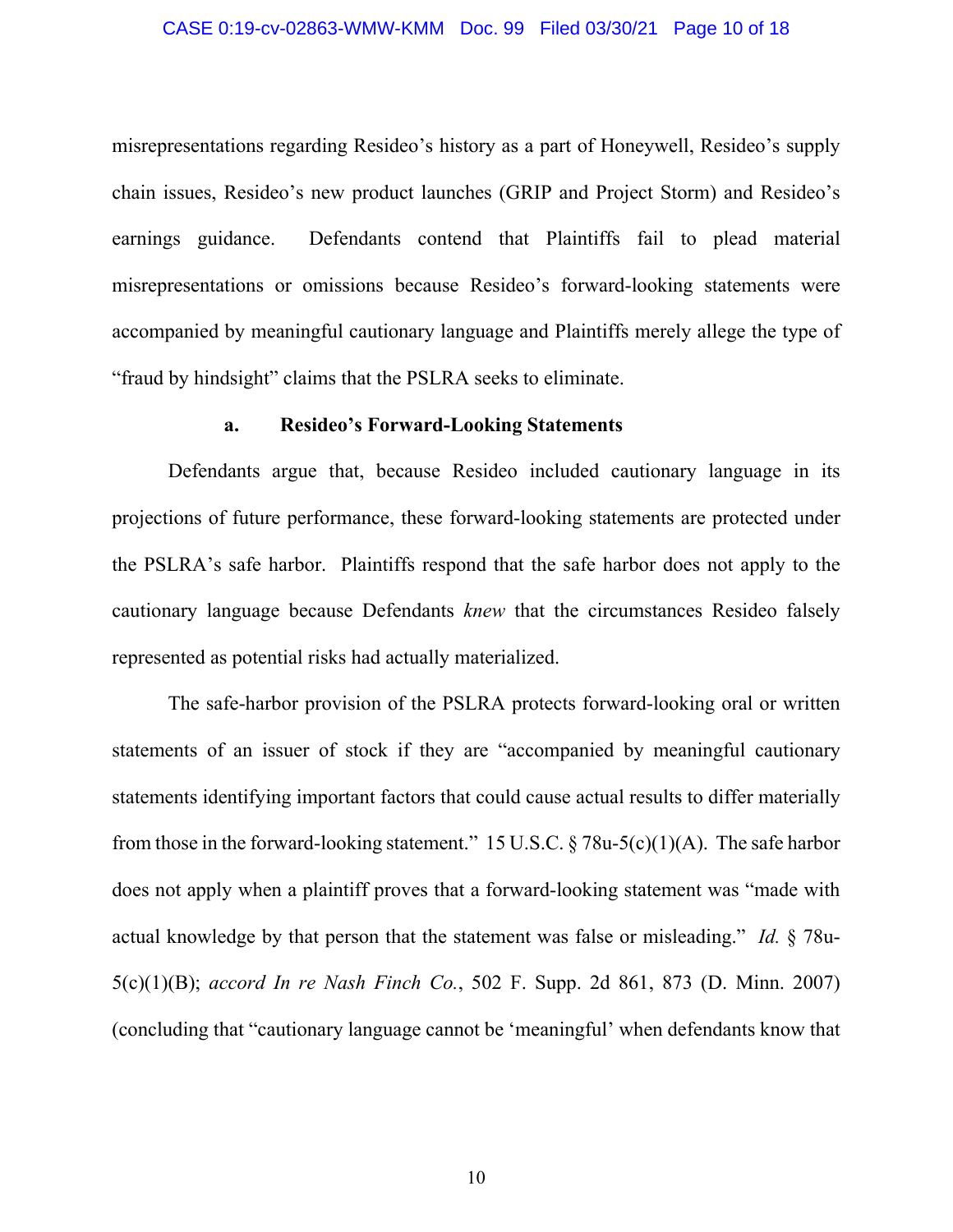misrepresentations regarding Resideo's history as a part of Honeywell, Resideo's supply chain issues, Resideo's new product launches (GRIP and Project Storm) and Resideo's earnings guidance. Defendants contend that Plaintiffs fail to plead material misrepresentations or omissions because Resideo's forward-looking statements were accompanied by meaningful cautionary language and Plaintiffs merely allege the type of "fraud by hindsight" claims that the PSLRA seeks to eliminate.

**a. Resideo's Forward-Looking Statements**

Defendants argue that, because Resideo included cautionary language in its projections of future performance, these forward-looking statements are protected under the PSLRA's safe harbor. Plaintiffs respond that the safe harbor does not apply to the cautionary language because Defendants *knew* that the circumstances Resideo falsely represented as potential risks had actually materialized.

The safe-harbor provision of the PSLRA protects forward-looking oral or written statements of an issuer of stock if they are "accompanied by meaningful cautionary statements identifying important factors that could cause actual results to differ materially from those in the forward-looking statement." 15 U.S.C. § 78u-5(c)(1)(A). The safe harbor does not apply when a plaintiff proves that a forward-looking statement was "made with actual knowledge by that person that the statement was false or misleading." *Id.* § 78u-5(c)(1)(B); *accord In re Nash Finch Co.*, 502 F. Supp. 2d 861, 873 (D. Minn. 2007) (concluding that "cautionary language cannot be 'meaningful' when defendants know that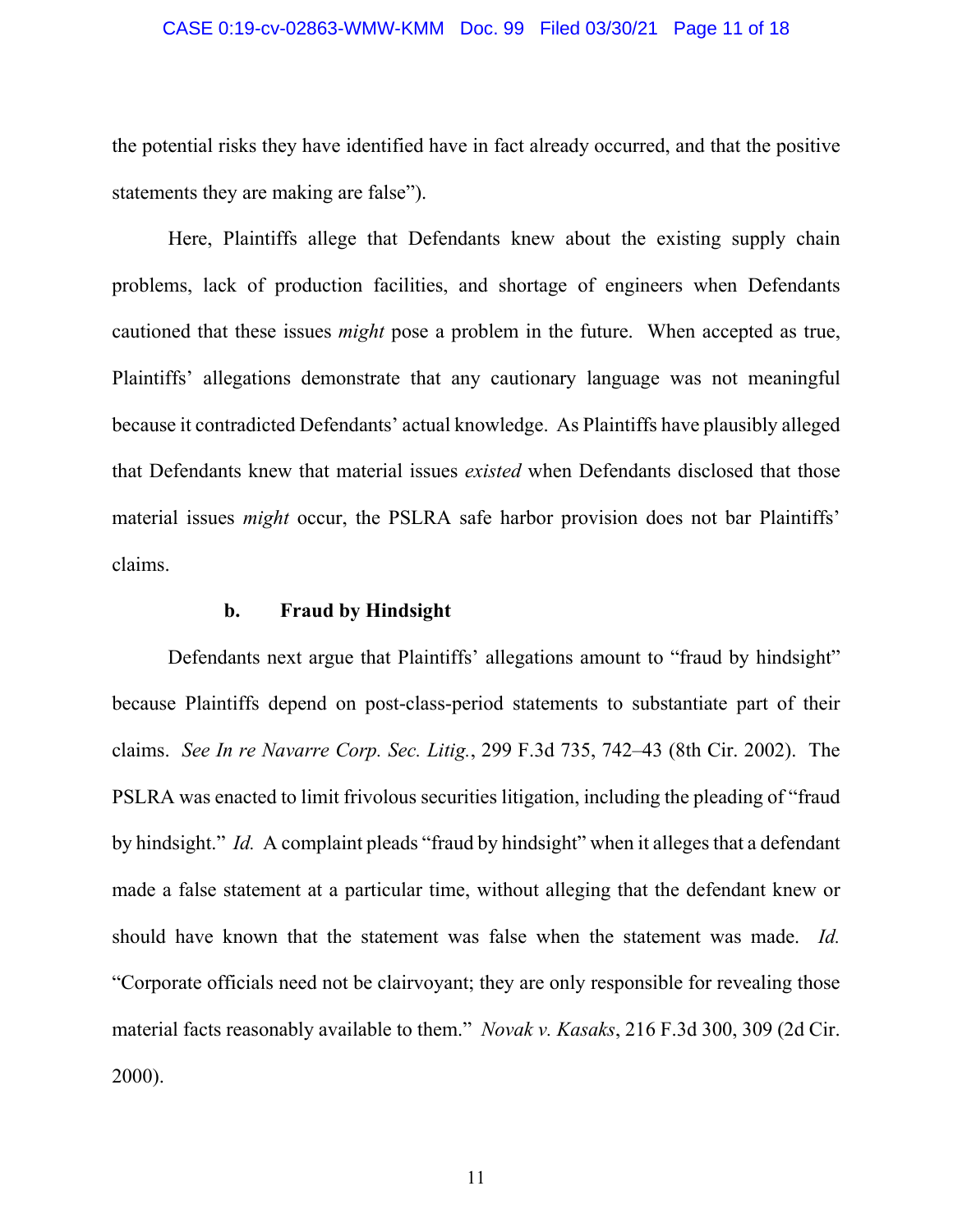the potential risks they have identified have in fact already occurred, and that the positive statements they are making are false").

Here, Plaintiffs allege that Defendants knew about the existing supply chain problems, lack of production facilities, and shortage of engineers when Defendants cautioned that these issues *might* pose a problem in the future. When accepted as true, Plaintiffs' allegations demonstrate that any cautionary language was not meaningful because it contradicted Defendants' actual knowledge. As Plaintiffs have plausibly alleged that Defendants knew that material issues *existed* when Defendants disclosed that those material issues *might* occur, the PSLRA safe harbor provision does not bar Plaintiffs' claims.

**b. Fraud by Hindsight**

Defendants next argue that Plaintiffs' allegations amount to "fraud by hindsight" because Plaintiffs depend on post-class-period statements to substantiate part of their claims. *See In re Navarre Corp. Sec. Litig.*, 299 F.3d 735, 742–43 (8th Cir. 2002). The PSLRA was enacted to limit frivolous securities litigation, including the pleading of "fraud by hindsight." *Id.* A complaint pleads "fraud by hindsight" when it alleges that a defendant made a false statement at a particular time, without alleging that the defendant knew or should have known that the statement was false when the statement was made. *Id.* "Corporate officials need not be clairvoyant; they are only responsible for revealing those material facts reasonably available to them." *Novak v. Kasaks*, 216 F.3d 300, 309 (2d Cir. 2000).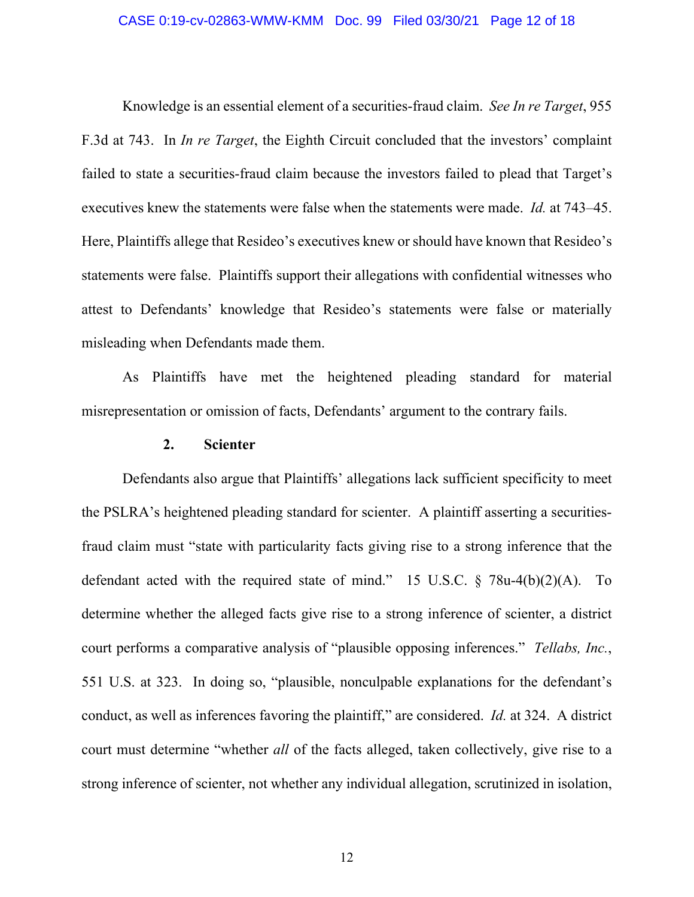Knowledge is an essential element of a securities-fraud claim. *See In re Target*, 955 F.3d at 743. In *In re Target*, the Eighth Circuit concluded that the investors' complaint failed to state a securities-fraud claim because the investors failed to plead that Target's executives knew the statements were false when the statements were made. *Id.* at 743–45. Here, Plaintiffs allege that Resideo's executives knew or should have known that Resideo's statements were false. Plaintiffs support their allegations with confidential witnesses who attest to Defendants' knowledge that Resideo's statements were false or materially misleading when Defendants made them.

As Plaintiffs have met the heightened pleading standard for material misrepresentation or omission of facts, Defendants' argument to the contrary fails.

**2. Scienter**

Defendants also argue that Plaintiffs' allegations lack sufficient specificity to meet the PSLRA's heightened pleading standard for scienter. A plaintiff asserting a securities-fraud claim must "state with particularity facts giving rise to a strong inference that the defendant acted with the required state of mind." 15 U.S.C. § 78u-4(b)(2)(A). To determine whether the alleged facts give rise to a strong inference of scienter, a district court performs a comparative analysis of "plausible opposing inferences." *Tellabs, Inc.*, 551 U.S. at 323. In doing so, "plausible, nonculpable explanations for the defendant's conduct, as well as inferences favoring the plaintiff," are considered. *Id.* at 324. A district court must determine "whether *all* of the facts alleged, taken collectively, give rise to a strong inference of scienter, not whether any individual allegation, scrutinized in isolation,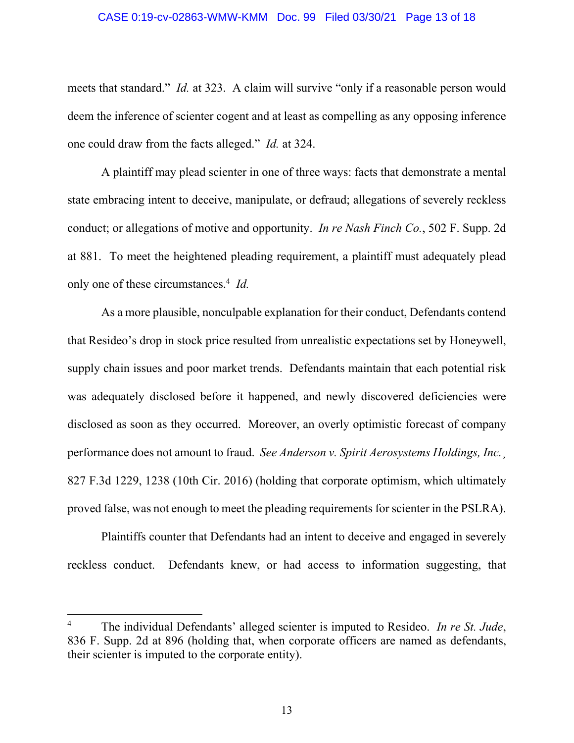meets that standard." *Id.* at 323. A claim will survive "only if a reasonable person would deem the inference of scienter cogent and at least as compelling as any opposing inference one could draw from the facts alleged." *Id.* at 324.

A plaintiff may plead scienter in one of three ways: facts that demonstrate a mental state embracing intent to deceive, manipulate, or defraud; allegations of severely reckless conduct; or allegations of motive and opportunity. *In re Nash Finch Co.*, 502 F. Supp. 2d at 881. To meet the heightened pleading requirement, a plaintiff must adequately plead only one of these circumstances.[4] *Id.*

As a more plausible, nonculpable explanation for their conduct, Defendants contend that Resideo's drop in stock price resulted from unrealistic expectations set by Honeywell, supply chain issues and poor market trends. Defendants maintain that each potential risk was adequately disclosed before it happened, and newly discovered deficiencies were disclosed as soon as they occurred. Moreover, an overly optimistic forecast of company performance does not amount to fraud. *See Anderson v. Spirit Aerosystems Holdings, Inc.*, 827 F.3d 1229, 1238 (10th Cir. 2016) (holding that corporate optimism, which ultimately proved false, was not enough to meet the pleading requirements for scienter in the PSLRA).

Plaintiffs counter that Defendants had an intent to deceive and engaged in severely reckless conduct. Defendants knew, or had access to information suggesting, that

---

[4] The individual Defendants' alleged scienter is imputed to Resideo. *In re St. Jude*, 836 F. Supp. 2d at 896 (holding that, when corporate officers are named as defendants, their scienter is imputed to the corporate entity).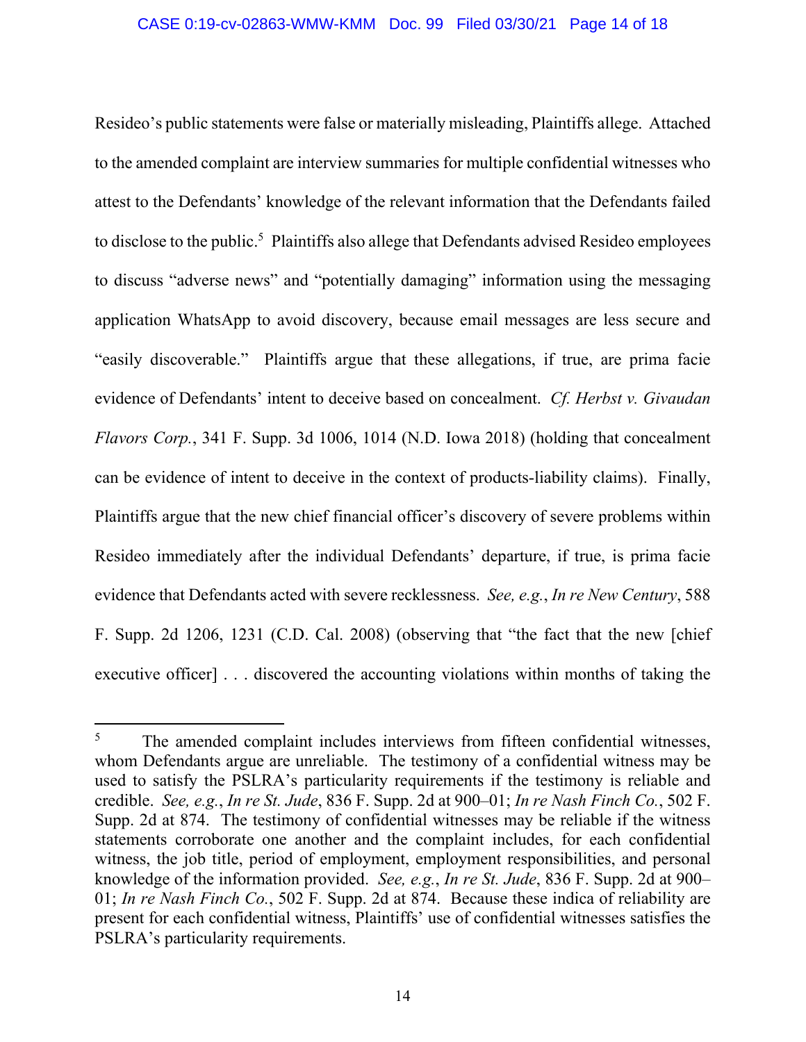Resideo's public statements were false or materially misleading, Plaintiffs allege. Attached to the amended complaint are interview summaries for multiple confidential witnesses who attest to the Defendants' knowledge of the relevant information that the Defendants failed to disclose to the public.[5] Plaintiffs also allege that Defendants advised Resideo employees to discuss "adverse news" and "potentially damaging" information using the messaging application WhatsApp to avoid discovery, because email messages are less secure and "easily discoverable." Plaintiffs argue that these allegations, if true, are prima facie evidence of Defendants' intent to deceive based on concealment. *Cf. Herbst v. Givaudan Flavors Corp.*, 341 F. Supp. 3d 1006, 1014 (N.D. Iowa 2018) (holding that concealment can be evidence of intent to deceive in the context of products-liability claims). Finally, Plaintiffs argue that the new chief financial officer's discovery of severe problems within Resideo immediately after the individual Defendants' departure, if true, is prima facie evidence that Defendants acted with severe recklessness. *See, e.g.*, *In re New Century*, 588 F. Supp. 2d 1206, 1231 (C.D. Cal. 2008) (observing that "the fact that the new [chief executive officer] . . . discovered the accounting violations within months of taking the

---

[5] The amended complaint includes interviews from fifteen confidential witnesses, whom Defendants argue are unreliable. The testimony of a confidential witness may be used to satisfy the PSLRA's particularity requirements if the testimony is reliable and credible. *See, e.g.*, *In re St. Jude*, 836 F. Supp. 2d at 900–01; *In re Nash Finch Co.*, 502 F. Supp. 2d at 874. The testimony of confidential witnesses may be reliable if the witness statements corroborate one another and the complaint includes, for each confidential witness, the job title, period of employment, employment responsibilities, and personal knowledge of the information provided. *See, e.g.*, *In re St. Jude*, 836 F. Supp. 2d at 900–01; *In re Nash Finch Co.*, 502 F. Supp. 2d at 874. Because these indica of reliability are present for each confidential witness, Plaintiffs' use of confidential witnesses satisfies the PSLRA's particularity requirements.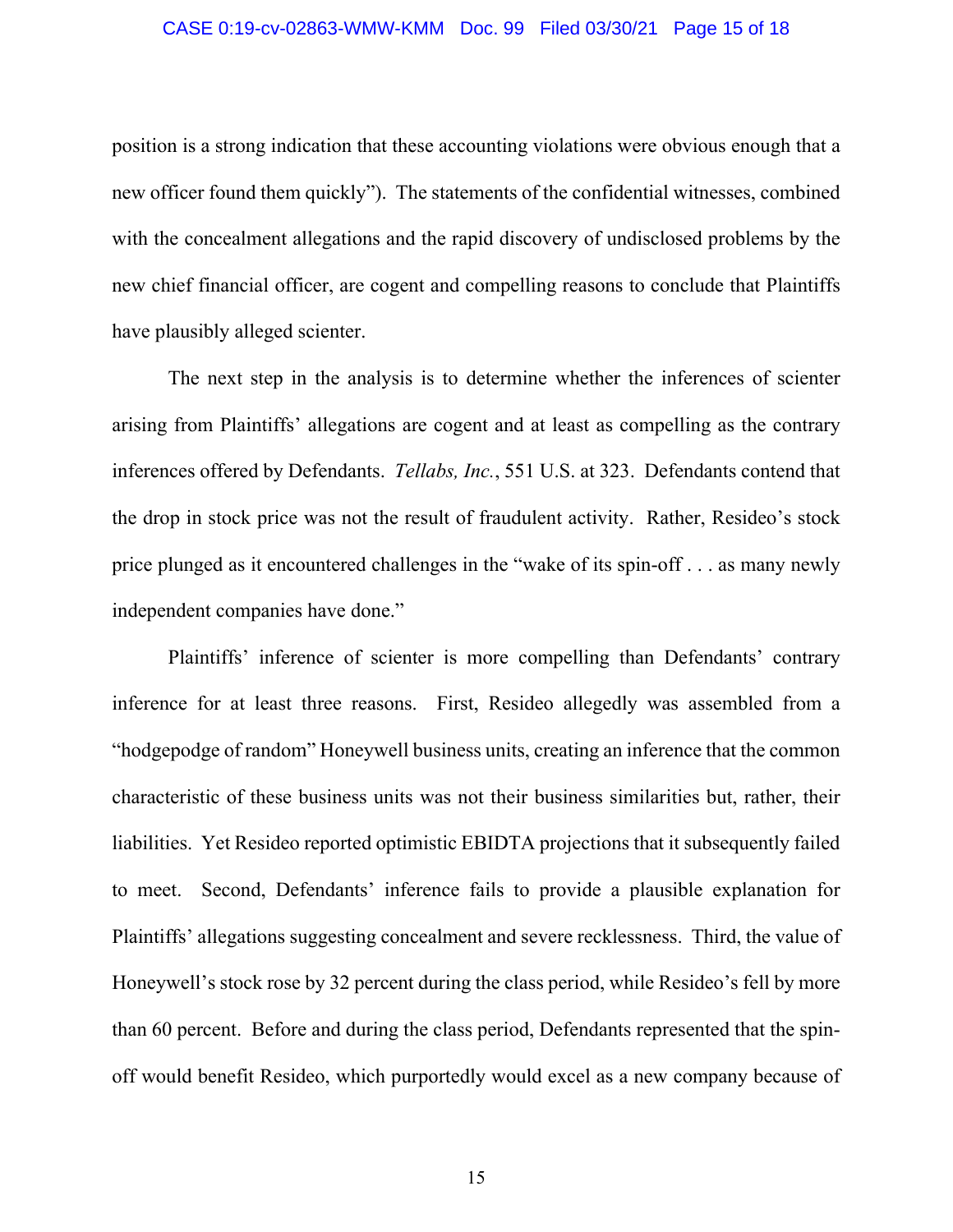position is a strong indication that these accounting violations were obvious enough that a new officer found them quickly"). The statements of the confidential witnesses, combined with the concealment allegations and the rapid discovery of undisclosed problems by the new chief financial officer, are cogent and compelling reasons to conclude that Plaintiffs have plausibly alleged scienter.

The next step in the analysis is to determine whether the inferences of scienter arising from Plaintiffs' allegations are cogent and at least as compelling as the contrary inferences offered by Defendants. *Tellabs, Inc.*, 551 U.S. at 323. Defendants contend that the drop in stock price was not the result of fraudulent activity. Rather, Resideo's stock price plunged as it encountered challenges in the "wake of its spin-off . . . as many newly independent companies have done."

Plaintiffs' inference of scienter is more compelling than Defendants' contrary inference for at least three reasons. First, Resideo allegedly was assembled from a "hodgepodge of random" Honeywell business units, creating an inference that the common characteristic of these business units was not their business similarities but, rather, their liabilities. Yet Resideo reported optimistic EBIDTA projections that it subsequently failed to meet. Second, Defendants' inference fails to provide a plausible explanation for Plaintiffs' allegations suggesting concealment and severe recklessness. Third, the value of Honeywell's stock rose by 32 percent during the class period, while Resideo's fell by more than 60 percent. Before and during the class period, Defendants represented that the spin-off would benefit Resideo, which purportedly would excel as a new company because of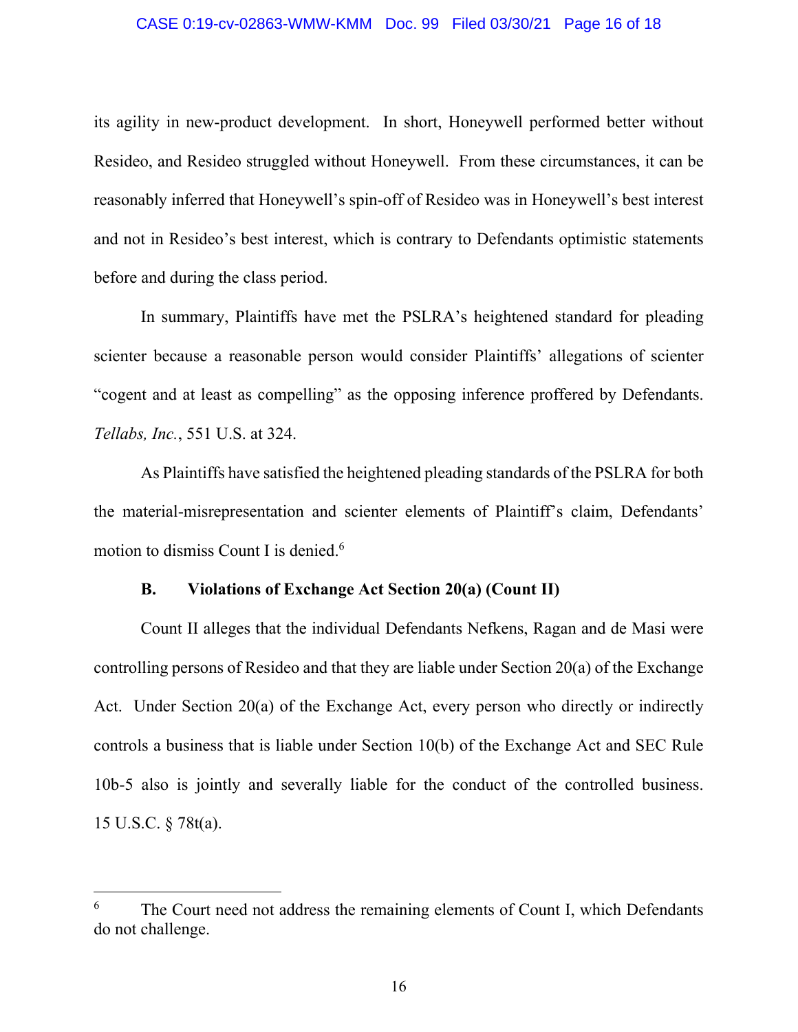its agility in new-product development. In short, Honeywell performed better without Resideo, and Resideo struggled without Honeywell. From these circumstances, it can be reasonably inferred that Honeywell's spin-off of Resideo was in Honeywell's best interest and not in Resideo's best interest, which is contrary to Defendants optimistic statements before and during the class period.

In summary, Plaintiffs have met the PSLRA's heightened standard for pleading scienter because a reasonable person would consider Plaintiffs' allegations of scienter "cogent and at least as compelling" as the opposing inference proffered by Defendants. *Tellabs, Inc.*, 551 U.S. at 324.

As Plaintiffs have satisfied the heightened pleading standards of the PSLRA for both the material-misrepresentation and scienter elements of Plaintiff's claim, Defendants' motion to dismiss Count I is denied.[6]

**B. Violations of Exchange Act Section 20(a) (Count II)**

Count II alleges that the individual Defendants Nefkens, Ragan and de Masi were controlling persons of Resideo and that they are liable under Section 20(a) of the Exchange Act. Under Section 20(a) of the Exchange Act, every person who directly or indirectly controls a business that is liable under Section 10(b) of the Exchange Act and SEC Rule 10b-5 also is jointly and severally liable for the conduct of the controlled business. 15 U.S.C. § 78t(a).

---

[6] The Court need not address the remaining elements of Count I, which Defendants do not challenge.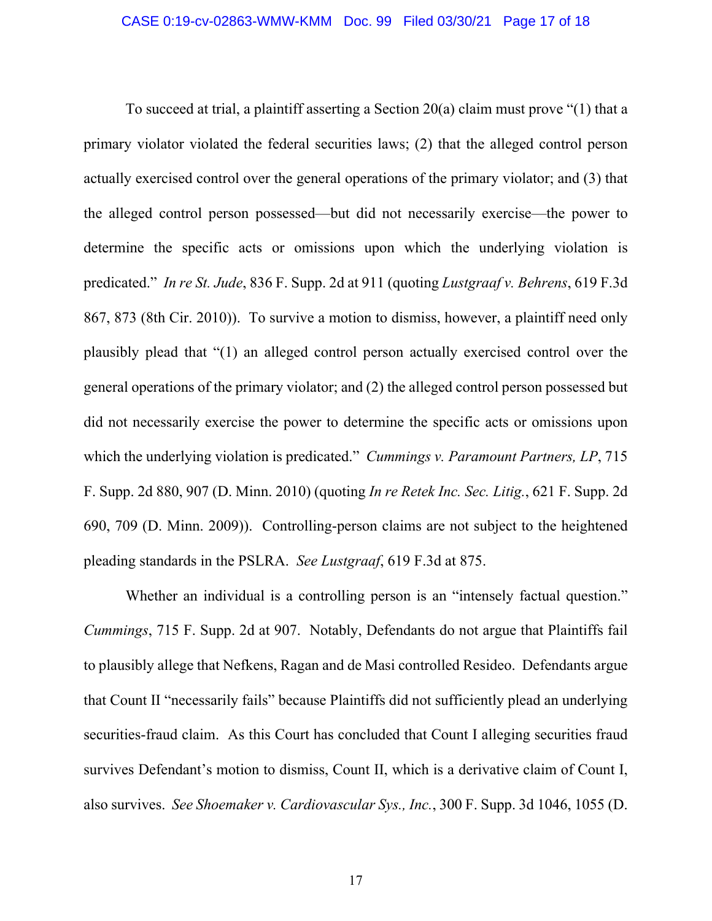To succeed at trial, a plaintiff asserting a Section 20(a) claim must prove "(1) that a primary violator violated the federal securities laws; (2) that the alleged control person actually exercised control over the general operations of the primary violator; and (3) that the alleged control person possessed—but did not necessarily exercise—the power to determine the specific acts or omissions upon which the underlying violation is predicated." *In re St. Jude*, 836 F. Supp. 2d at 911 (quoting *Lustgraaf v. Behrens*, 619 F.3d 867, 873 (8th Cir. 2010)). To survive a motion to dismiss, however, a plaintiff need only plausibly plead that "(1) an alleged control person actually exercised control over the general operations of the primary violator; and (2) the alleged control person possessed but did not necessarily exercise the power to determine the specific acts or omissions upon which the underlying violation is predicated." *Cummings v. Paramount Partners, LP*, 715 F. Supp. 2d 880, 907 (D. Minn. 2010) (quoting *In re Retek Inc. Sec. Litig.*, 621 F. Supp. 2d 690, 709 (D. Minn. 2009)). Controlling-person claims are not subject to the heightened pleading standards in the PSLRA. *See Lustgraaf*, 619 F.3d at 875.

Whether an individual is a controlling person is an "intensely factual question." *Cummings*, 715 F. Supp. 2d at 907. Notably, Defendants do not argue that Plaintiffs fail to plausibly allege that Nefkens, Ragan and de Masi controlled Resideo. Defendants argue that Count II "necessarily fails" because Plaintiffs did not sufficiently plead an underlying securities-fraud claim. As this Court has concluded that Count I alleging securities fraud survives Defendant's motion to dismiss, Count II, which is a derivative claim of Count I, also survives. *See Shoemaker v. Cardiovascular Sys., Inc.*, 300 F. Supp. 3d 1046, 1055 (D.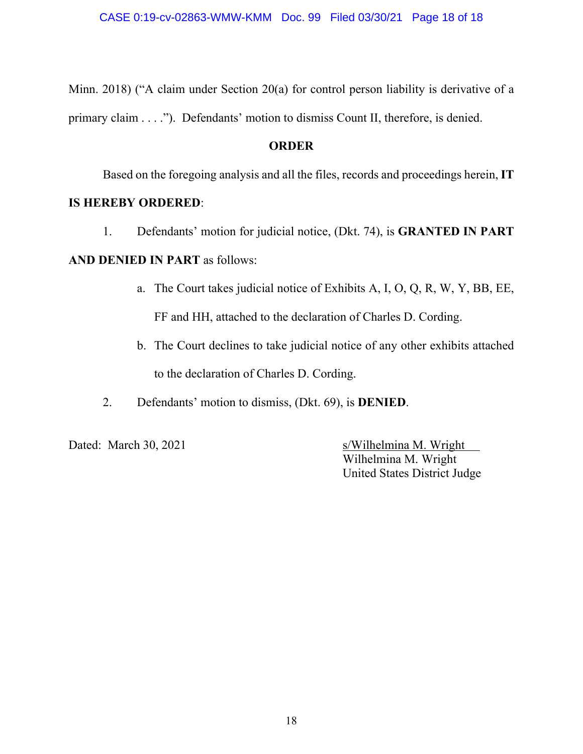Minn. 2018) ("A claim under Section 20(a) for control person liability is derivative of a primary claim . . . ."). Defendants' motion to dismiss Count II, therefore, is denied.

**ORDER**

Based on the foregoing analysis and all the files, records and proceedings herein, **IT IS HEREBY ORDERED**:

1. Defendants' motion for judicial notice, (Dkt. 74), is **GRANTED IN PART AND DENIED IN PART** as follows:

   a. The Court takes judicial notice of Exhibits A, I, O, Q, R, W, Y, BB, EE, FF and HH, attached to the declaration of Charles D. Cording.

   b. The Court declines to take judicial notice of any other exhibits attached to the declaration of Charles D. Cording.

2. Defendants' motion to dismiss, (Dkt. 69), is **DENIED**.

Dated: March 30, 2021

s/Wilhelmina M. Wright
Wilhelmina M. Wright
United States District Judge